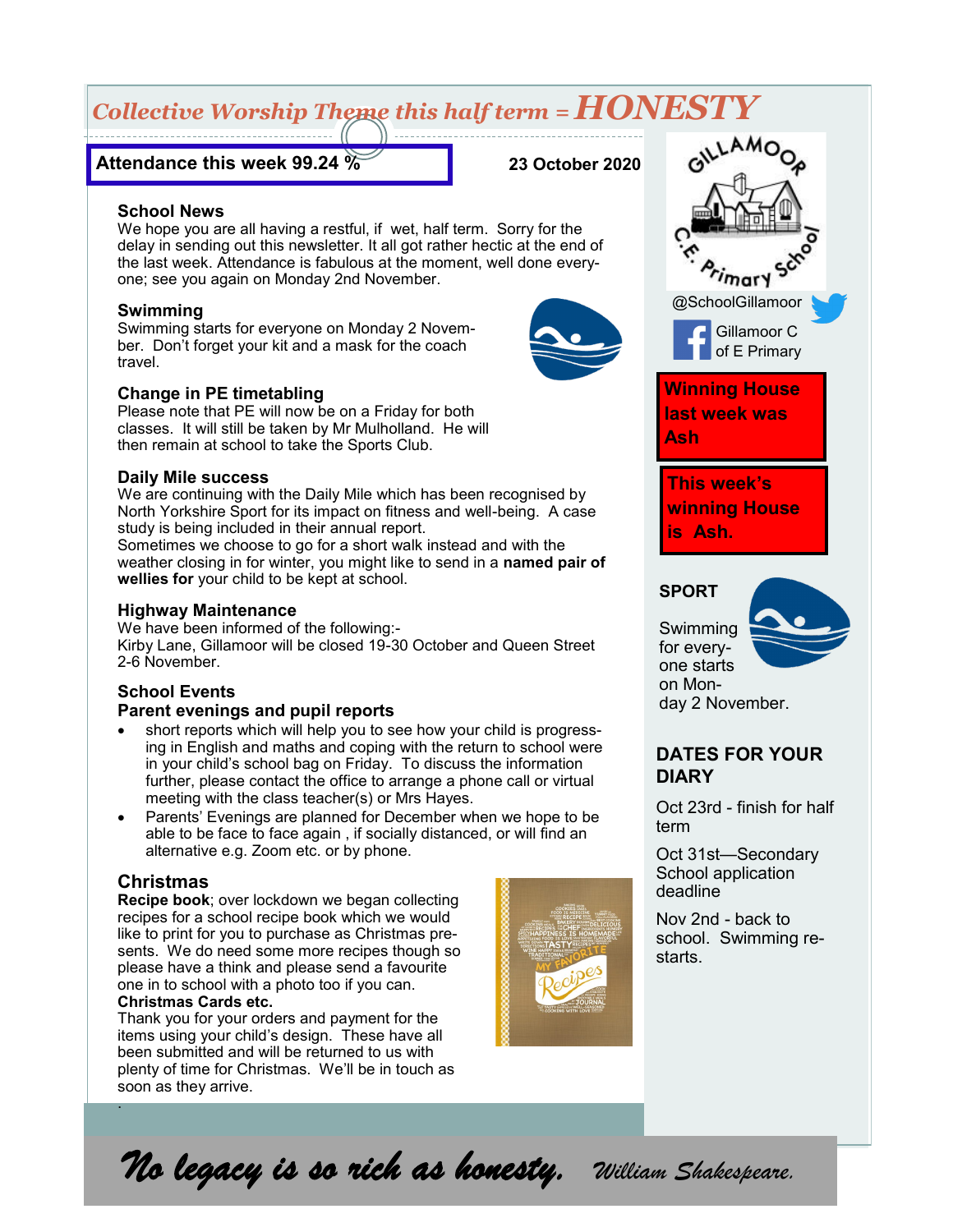# Collective Worship Theme this half term = HONESTY

**Attendance this week 99.24 %**

**23 October 2020**

### School News

We hope you are all having a restful, if wet, half term. Sorry for the delay in sending out this newsletter. It all got rather hectic at the end of the last week. Attendance is fabulous at the moment, well done everyone; see you again on Monday 2nd November.

### Swimming

Swimming starts for everyone on Monday 2 November. Don't forget your kit and a mask for the coach travel.

### Change in PE timetabling

Please note that PE will now be on a Friday for both classes. It will still be taken by Mr Mulholland. He will then remain at school to take the Sports Club.

### Daily Mile success

We are continuing with the Daily Mile which has been recognised by North Yorkshire Sport for its impact on fitness and well-being. A case study is being included in their annual report.

Sometimes we choose to go for a short walk instead and with the weather closing in for winter, you might like to send in a **named pair of wellies for** your child to be kept at school.

### Highway Maintenance

We have been informed of the following:-

Kirby Lane, Gillamoor will be closed 19-30 October and Queen Street 2-6 November.

### School Events

### Parent evenings and pupil reports

- short reports which will help you to see how your child is progressing in English and maths and coping with the return to school were in your child's school bag on Friday. To discuss the information further, please contact the office to arrange a phone call or virtual meeting with the class teacher(s) or Mrs Hayes.
- Parents' Evenings are planned for December when we hope to be able to be face to face again , if socially distanced, or will find an alternative e.g. Zoom etc. or by phone.

### Christmas

**Recipe book**; over lockdown we began collecting recipes for a school recipe book which we would like to print for you to purchase as Christmas presents. We do need some more recipes though so please have a think and please send a favourite one in to school with a photo too if you can.

**Christmas Cards etc.**

Thank you for your orders and payment for the items using your child's design. These have all been submitted and will be returned to us with plenty of time for Christmas. We'll be in touch as soon as they arrive.

Gillamoor C.E. Primary School

@SchoolGillamoor

Gillamoor C of E Primary

**Winning House last week was Ash**

**This week's winning House is Ash.**

### SPORT

Swimming for everyone starts on Monday 2 November.

### DATES FOR YOUR DIARY

Oct 23rd - finish for half term

Oct 31st—Secondary School application deadline

Nov 2nd - back to school. Swimming restarts.

*No legacy is so rich as honesty.* *William Shakespeare.*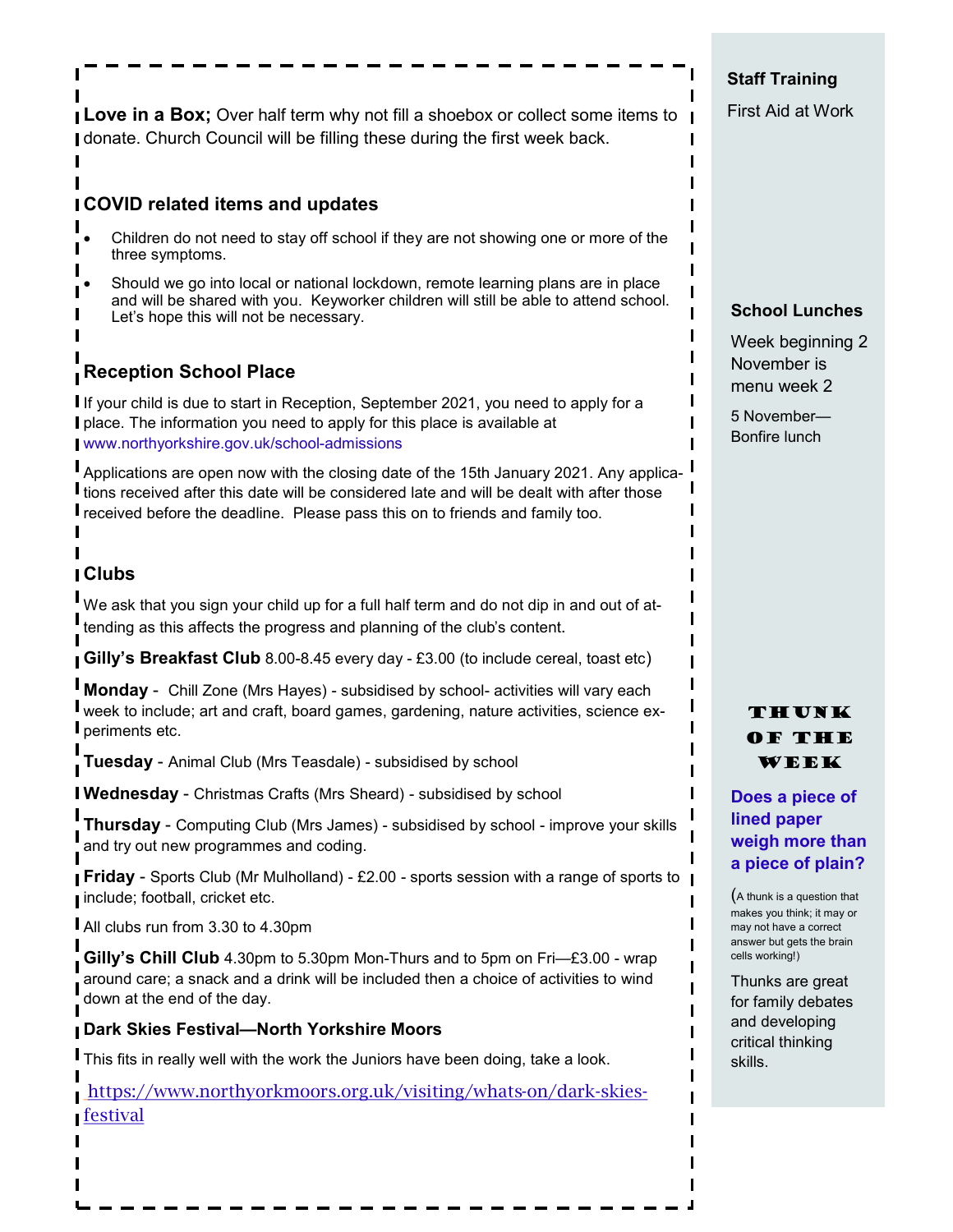**Love in a Box;** Over half term why not fill a shoebox or collect some items to donate. Church Council will be filling these during the first week back.

## COVID related items and updates

- Children do not need to stay off school if they are not showing one or more of the three symptoms.
- Should we go into local or national lockdown, remote learning plans are in place and will be shared with you. Keyworker children will still be able to attend school. Let's hope this will not be necessary.

## Reception School Place

If your child is due to start in Reception, September 2021, you need to apply for a place. The information you need to apply for this place is available at www.northyorkshire.gov.uk/school-admissions

Applications are open now with the closing date of the 15th January 2021. Any applications received after this date will be considered late and will be dealt with after those received before the deadline. Please pass this on to friends and family too.

## Clubs

We ask that you sign your child up for a full half term and do not dip in and out of attending as this affects the progress and planning of the club's content.

**Gilly's Breakfast Club** 8.00-8.45 every day - £3.00 (to include cereal, toast etc)

**Monday** - Chill Zone (Mrs Hayes) - subsidised by school- activities will vary each week to include; art and craft, board games, gardening, nature activities, science experiments etc.

**Tuesday** - Animal Club (Mrs Teasdale) - subsidised by school

**Wednesday** - Christmas Crafts (Mrs Sheard) - subsidised by school

**Thursday** - Computing Club (Mrs James) - subsidised by school - improve your skills and try out new programmes and coding.

**Friday** - Sports Club (Mr Mulholland) - £2.00 - sports session with a range of sports to include; football, cricket etc.

All clubs run from 3.30 to 4.30pm

**Gilly's Chill Club** 4.30pm to 5.30pm Mon-Thurs and to 5pm on Fri—£3.00 - wrap around care; a snack and a drink will be included then a choice of activities to wind down at the end of the day.

### Dark Skies Festival—North Yorkshire Moors

This fits in really well with the work the Juniors have been doing, take a look.

https://www.northyorkmoors.org.uk/visiting/whats-on/dark-skies-festival

### Staff Training

First Aid at Work

### School Lunches

Week beginning 2 November is menu week 2

5 November—Bonfire lunch

### Thunk of the Week

**Does a piece of lined paper weigh more than a piece of plain?**

(A thunk is a question that makes you think; it may or may not have a correct answer but gets the brain cells working!)

Thunks are great for family debates and developing critical thinking skills.